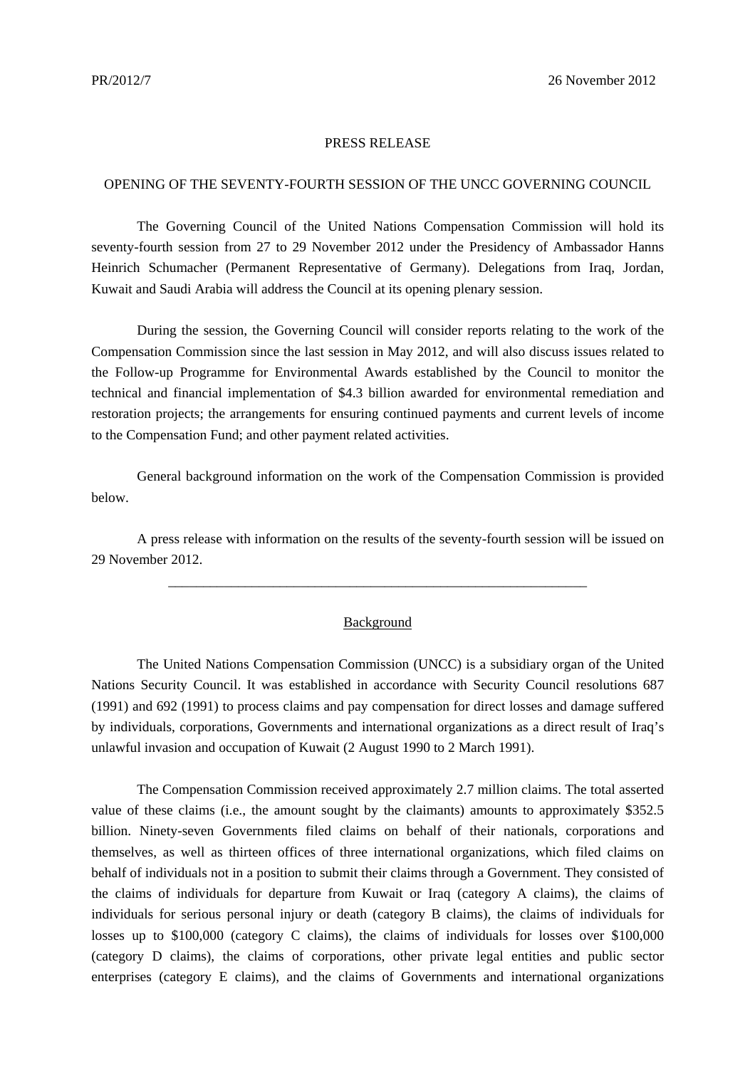PR/2012/7 26 November 2012

PRESS RELEASE

OPENING OF THE SEVENTY-FOURTH SESSION OF THE UNCC GOVERNING COUNCIL

The Governing Council of the United Nations Compensation Commission will hold its seventy-fourth session from 27 to 29 November 2012 under the Presidency of Ambassador Hanns Heinrich Schumacher (Permanent Representative of Germany). Delegations from Iraq, Jordan, Kuwait and Saudi Arabia will address the Council at its opening plenary session.

During the session, the Governing Council will consider reports relating to the work of the Compensation Commission since the last session in May 2012, and will also discuss issues related to the Follow-up Programme for Environmental Awards established by the Council to monitor the technical and financial implementation of $4.3 billion awarded for environmental remediation and restoration projects; the arrangements for ensuring continued payments and current levels of income to the Compensation Fund; and other payment related activities.

General background information on the work of the Compensation Commission is provided below.

A press release with information on the results of the seventy-fourth session will be issued on 29 November 2012.

---

Background

The United Nations Compensation Commission (UNCC) is a subsidiary organ of the United Nations Security Council. It was established in accordance with Security Council resolutions 687 (1991) and 692 (1991) to process claims and pay compensation for direct losses and damage suffered by individuals, corporations, Governments and international organizations as a direct result of Iraq's unlawful invasion and occupation of Kuwait (2 August 1990 to 2 March 1991).

The Compensation Commission received approximately 2.7 million claims. The total asserted value of these claims (i.e., the amount sought by the claimants) amounts to approximately $352.5 billion. Ninety-seven Governments filed claims on behalf of their nationals, corporations and themselves, as well as thirteen offices of three international organizations, which filed claims on behalf of individuals not in a position to submit their claims through a Government. They consisted of the claims of individuals for departure from Kuwait or Iraq (category A claims), the claims of individuals for serious personal injury or death (category B claims), the claims of individuals for losses up to $100,000 (category C claims), the claims of individuals for losses over $100,000 (category D claims), the claims of corporations, other private legal entities and public sector enterprises (category E claims), and the claims of Governments and international organizations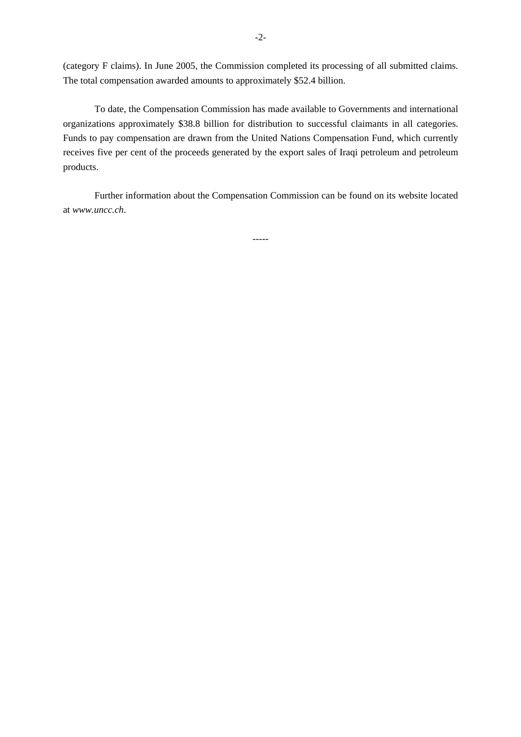(category F claims). In June 2005, the Commission completed its processing of all submitted claims. The total compensation awarded amounts to approximately $52.4 billion.

To date, the Compensation Commission has made available to Governments and international organizations approximately $38.8 billion for distribution to successful claimants in all categories. Funds to pay compensation are drawn from the United Nations Compensation Fund, which currently receives five per cent of the proceeds generated by the export sales of Iraqi petroleum and petroleum products.

Further information about the Compensation Commission can be found on its website located at *www.uncc.ch*.

-----